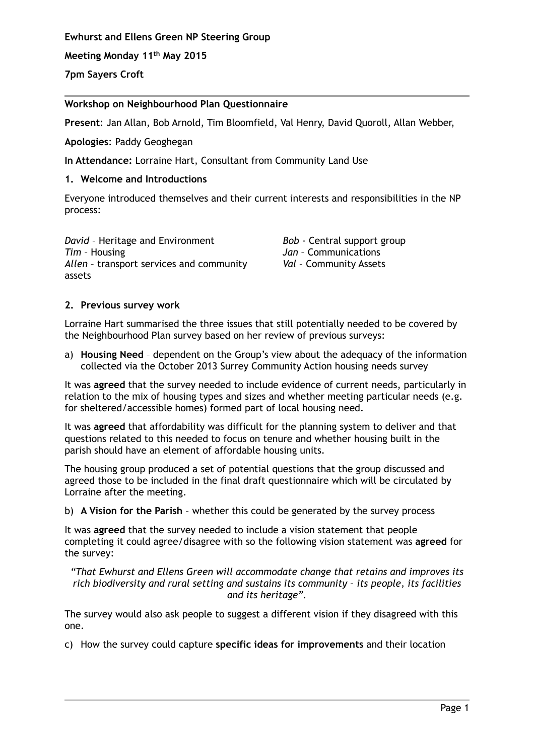**Ewhurst and Ellens Green NP Steering Group**

**Meeting Monday 11th May 2015**

**7pm Sayers Croft**

---

**Workshop on Neighbourhood Plan Questionnaire**

**Present**: Jan Allan, Bob Arnold, Tim Bloomfield, Val Henry, David Quoroll, Allan Webber,

**Apologies**: Paddy Geoghegan

**In Attendance:** Lorraine Hart, Consultant from Community Land Use

**1. Welcome and Introductions**

Everyone introduced themselves and their current interests and responsibilities in the NP process:

*David* – Heritage and Environment
*Tim* – Housing
*Allen* – transport services and community assets
*Bob* - Central support group
*Jan* – Communications
*Val* – Community Assets

**2. Previous survey work**

Lorraine Hart summarised the three issues that still potentially needed to be covered by the Neighbourhood Plan survey based on her review of previous surveys:

a) **Housing Need** – dependent on the Group's view about the adequacy of the information collected via the October 2013 Surrey Community Action housing needs survey

It was **agreed** that the survey needed to include evidence of current needs, particularly in relation to the mix of housing types and sizes and whether meeting particular needs (e.g. for sheltered/accessible homes) formed part of local housing need.

It was **agreed** that affordability was difficult for the planning system to deliver and that questions related to this needed to focus on tenure and whether housing built in the parish should have an element of affordable housing units.

The housing group produced a set of potential questions that the group discussed and agreed those to be included in the final draft questionnaire which will be circulated by Lorraine after the meeting.

b) **A Vision for the Parish** – whether this could be generated by the survey process

It was **agreed** that the survey needed to include a vision statement that people completing it could agree/disagree with so the following vision statement was **agreed** for the survey:

*"That Ewhurst and Ellens Green will accommodate change that retains and improves its rich biodiversity and rural setting and sustains its community – its people, its facilities and its heritage".*

The survey would also ask people to suggest a different vision if they disagreed with this one.

c) How the survey could capture **specific ideas for improvements** and their location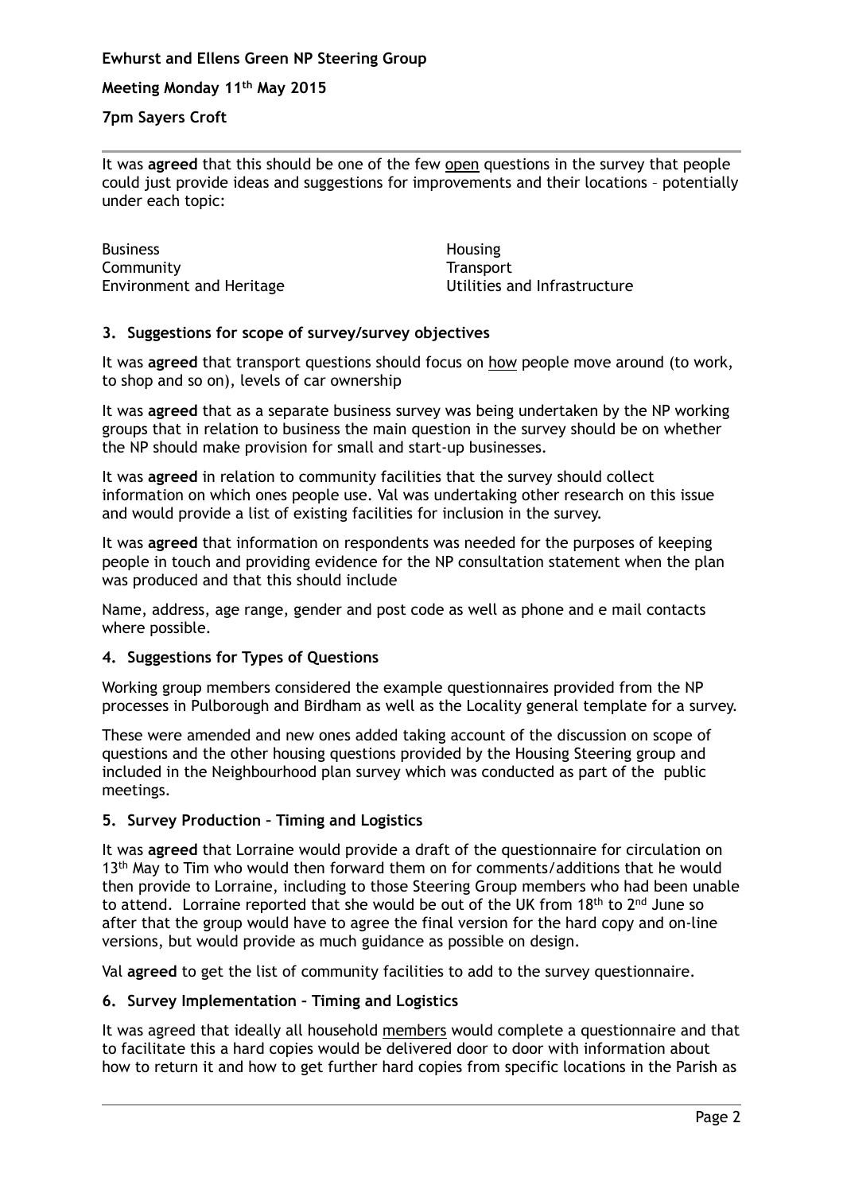It was **agreed** that this should be one of the few <u>open</u> questions in the survey that people could just provide ideas and suggestions for improvements and their locations – potentially under each topic:

| | |
|---|---|
| Business | Housing |
| Community | Transport |
| Environment and Heritage | Utilities and Infrastructure |

### 3. Suggestions for scope of survey/survey objectives

It was **agreed** that transport questions should focus on <u>how</u> people move around (to work, to shop and so on), levels of car ownership

It was **agreed** that as a separate business survey was being undertaken by the NP working groups that in relation to business the main question in the survey should be on whether the NP should make provision for small and start-up businesses.

It was **agreed** in relation to community facilities that the survey should collect information on which ones people use. Val was undertaking other research on this issue and would provide a list of existing facilities for inclusion in the survey.

It was **agreed** that information on respondents was needed for the purposes of keeping people in touch and providing evidence for the NP consultation statement when the plan was produced and that this should include

Name, address, age range, gender and post code as well as phone and e mail contacts where possible.

### 4. Suggestions for Types of Questions

Working group members considered the example questionnaires provided from the NP processes in Pulborough and Birdham as well as the Locality general template for a survey.

These were amended and new ones added taking account of the discussion on scope of questions and the other housing questions provided by the Housing Steering group and included in the Neighbourhood plan survey which was conducted as part of the public meetings.

### 5. Survey Production – Timing and Logistics

It was **agreed** that Lorraine would provide a draft of the questionnaire for circulation on 13th May to Tim who would then forward them on for comments/additions that he would then provide to Lorraine, including to those Steering Group members who had been unable to attend. Lorraine reported that she would be out of the UK from 18th to 2nd June so after that the group would have to agree the final version for the hard copy and on-line versions, but would provide as much guidance as possible on design.

Val **agreed** to get the list of community facilities to add to the survey questionnaire.

### 6. Survey Implementation – Timing and Logistics

It was agreed that ideally all household <u>members</u> would complete a questionnaire and that to facilitate this a hard copies would be delivered door to door with information about how to return it and how to get further hard copies from specific locations in the Parish as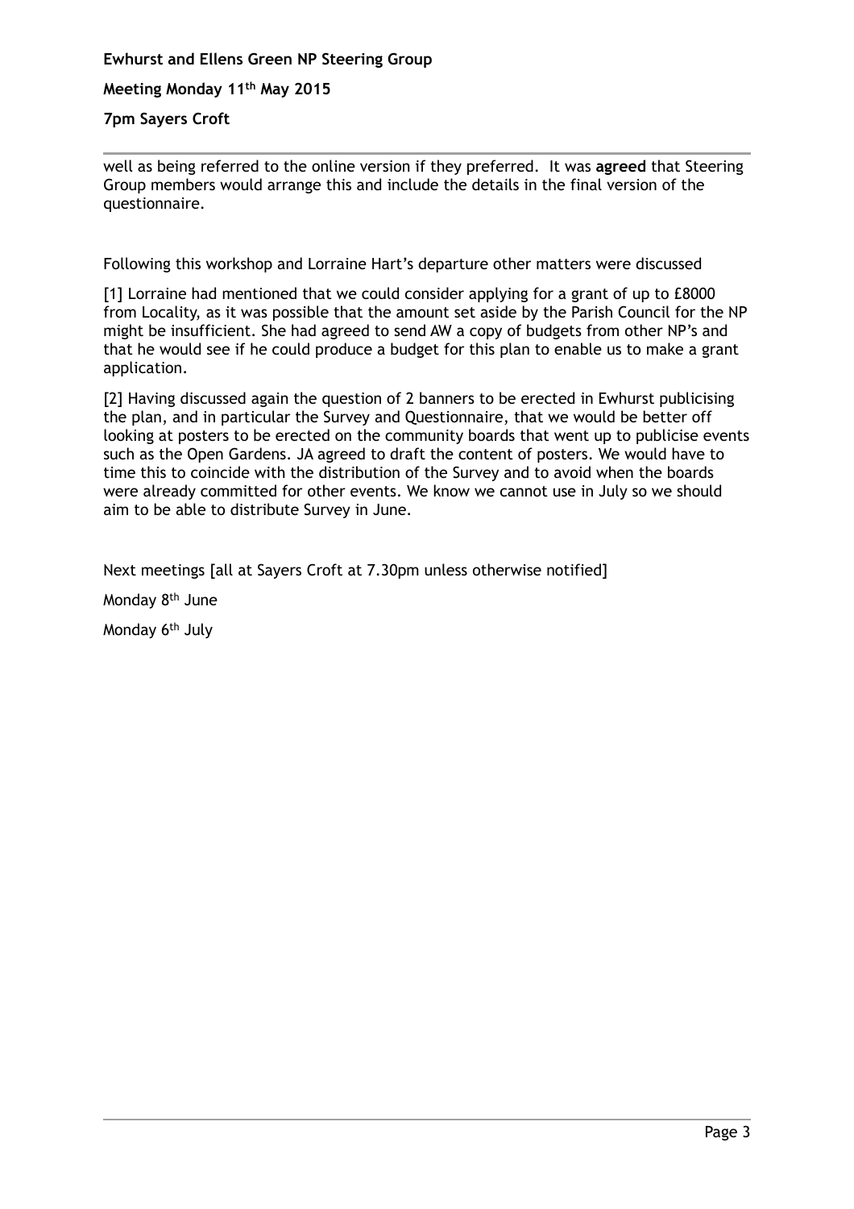well as being referred to the online version if they preferred. It was **agreed** that Steering Group members would arrange this and include the details in the final version of the questionnaire.

Following this workshop and Lorraine Hart's departure other matters were discussed

[1] Lorraine had mentioned that we could consider applying for a grant of up to £8000 from Locality, as it was possible that the amount set aside by the Parish Council for the NP might be insufficient. She had agreed to send AW a copy of budgets from other NP's and that he would see if he could produce a budget for this plan to enable us to make a grant application.

[2] Having discussed again the question of 2 banners to be erected in Ewhurst publicising the plan, and in particular the Survey and Questionnaire, that we would be better off looking at posters to be erected on the community boards that went up to publicise events such as the Open Gardens. JA agreed to draft the content of posters. We would have to time this to coincide with the distribution of the Survey and to avoid when the boards were already committed for other events. We know we cannot use in July so we should aim to be able to distribute Survey in June.

Next meetings [all at Sayers Croft at 7.30pm unless otherwise notified]

Monday 8th June

Monday 6th July